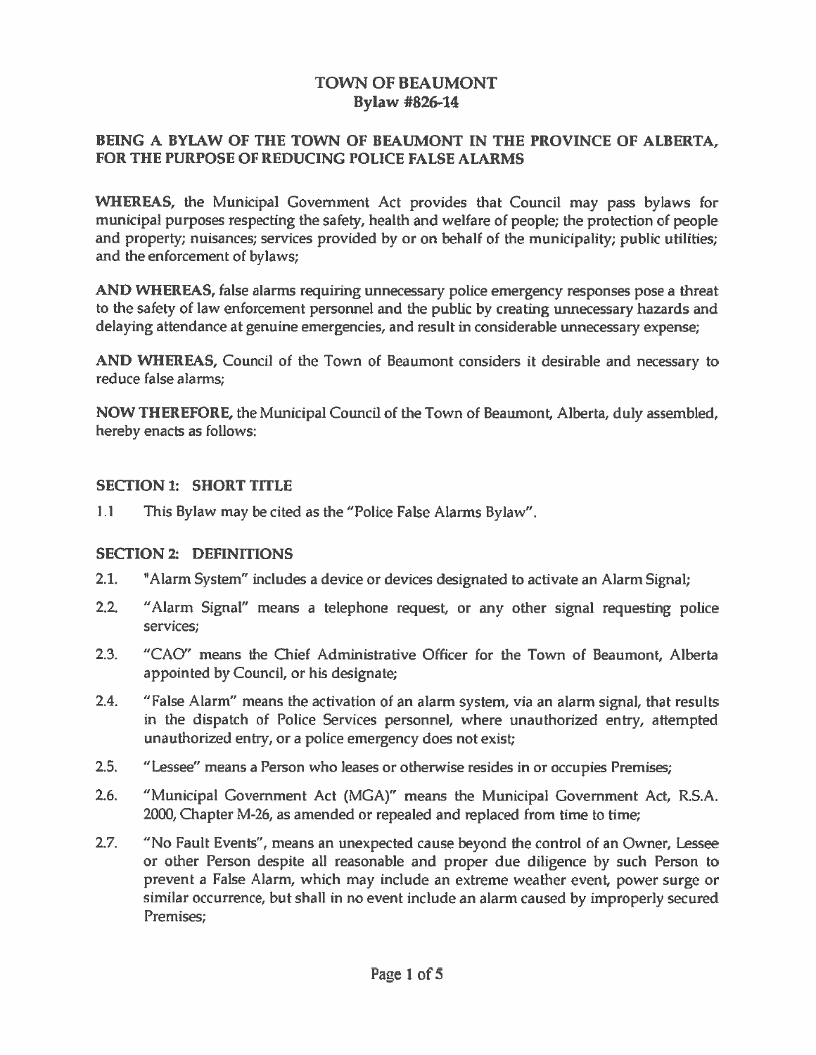# TOWN OF BEAUMONT
## Bylaw #826-14

**BEING A BYLAW OF THE TOWN OF BEAUMONT IN THE PROVINCE OF ALBERTA, FOR THE PURPOSE OF REDUCING POLICE FALSE ALARMS**

**WHEREAS,** the Municipal Government Act provides that Council may pass bylaws for municipal purposes respecting the safety, health and welfare of people; the protection of people and property; nuisances; services provided by or on behalf of the municipality; public utilities; and the enforcement of bylaws;

**AND WHEREAS,** false alarms requiring unnecessary police emergency responses pose a threat to the safety of law enforcement personnel and the public by creating unnecessary hazards and delaying attendance at genuine emergencies, and result in considerable unnecessary expense;

**AND WHEREAS,** Council of the Town of Beaumont considers it desirable and necessary to reduce false alarms;

**NOW THEREFORE,** the Municipal Council of the Town of Beaumont, Alberta, duly assembled, hereby enacts as follows:

### SECTION 1: SHORT TITLE

1.1 This Bylaw may be cited as the "Police False Alarms Bylaw".

### SECTION 2: DEFINITIONS

2.1. "Alarm System" includes a device or devices designated to activate an Alarm Signal;

2.2. "Alarm Signal" means a telephone request, or any other signal requesting police services;

2.3. "CAO" means the Chief Administrative Officer for the Town of Beaumont, Alberta appointed by Council, or his designate;

2.4. "False Alarm" means the activation of an alarm system, via an alarm signal, that results in the dispatch of Police Services personnel, where unauthorized entry, attempted unauthorized entry, or a police emergency does not exist;

2.5. "Lessee" means a Person who leases or otherwise resides in or occupies Premises;

2.6. "Municipal Government Act (MGA)" means the Municipal Government Act, R.S.A. 2000, Chapter M-26, as amended or repealed and replaced from time to time;

2.7. "No Fault Events", means an unexpected cause beyond the control of an Owner, Lessee or other Person despite all reasonable and proper due diligence by such Person to prevent a False Alarm, which may include an extreme weather event, power surge or similar occurrence, but shall in no event include an alarm caused by improperly secured Premises;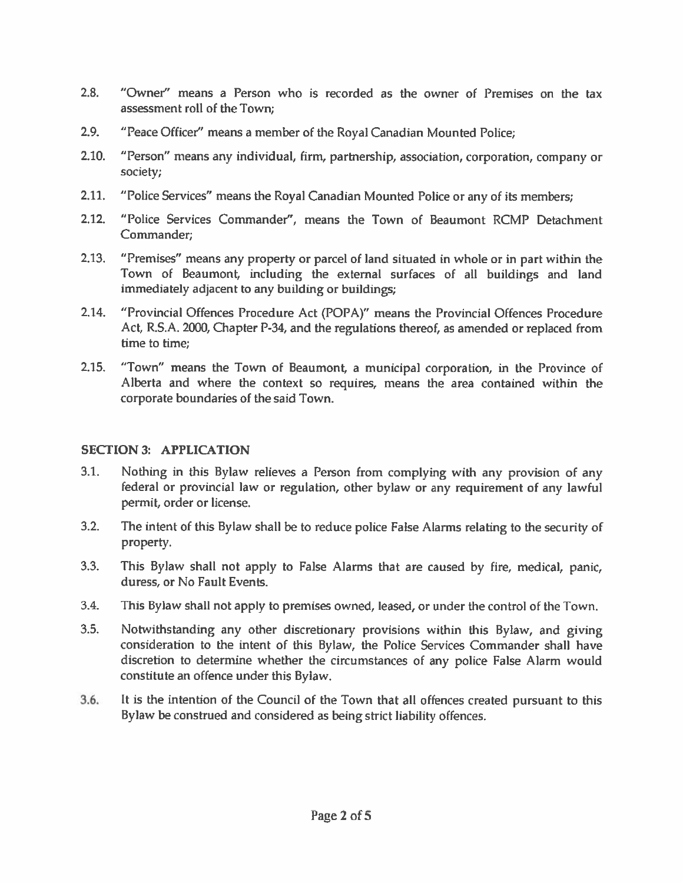2.8. "Owner" means a Person who is recorded as the owner of Premises on the tax assessment roll of the Town;

2.9. "Peace Officer" means a member of the Royal Canadian Mounted Police;

2.10. "Person" means any individual, firm, partnership, association, corporation, company or society;

2.11. "Police Services" means the Royal Canadian Mounted Police or any of its members;

2.12. "Police Services Commander", means the Town of Beaumont RCMP Detachment Commander;

2.13. "Premises" means any property or parcel of land situated in whole or in part within the Town of Beaumont, including the external surfaces of all buildings and land immediately adjacent to any building or buildings;

2.14. "Provincial Offences Procedure Act (POPA)" means the Provincial Offences Procedure Act, R.S.A. 2000, Chapter P-34, and the regulations thereof, as amended or replaced from time to time;

2.15. "Town" means the Town of Beaumont, a municipal corporation, in the Province of Alberta and where the context so requires, means the area contained within the corporate boundaries of the said Town.

## SECTION 3: APPLICATION

3.1. Nothing in this Bylaw relieves a Person from complying with any provision of any federal or provincial law or regulation, other bylaw or any requirement of any lawful permit, order or license.

3.2. The intent of this Bylaw shall be to reduce police False Alarms relating to the security of property.

3.3. This Bylaw shall not apply to False Alarms that are caused by fire, medical, panic, duress, or No Fault Events.

3.4. This Bylaw shall not apply to premises owned, leased, or under the control of the Town.

3.5. Notwithstanding any other discretionary provisions within this Bylaw, and giving consideration to the intent of this Bylaw, the Police Services Commander shall have discretion to determine whether the circumstances of any police False Alarm would constitute an offence under this Bylaw.

3.6. It is the intention of the Council of the Town that all offences created pursuant to this Bylaw be construed and considered as being strict liability offences.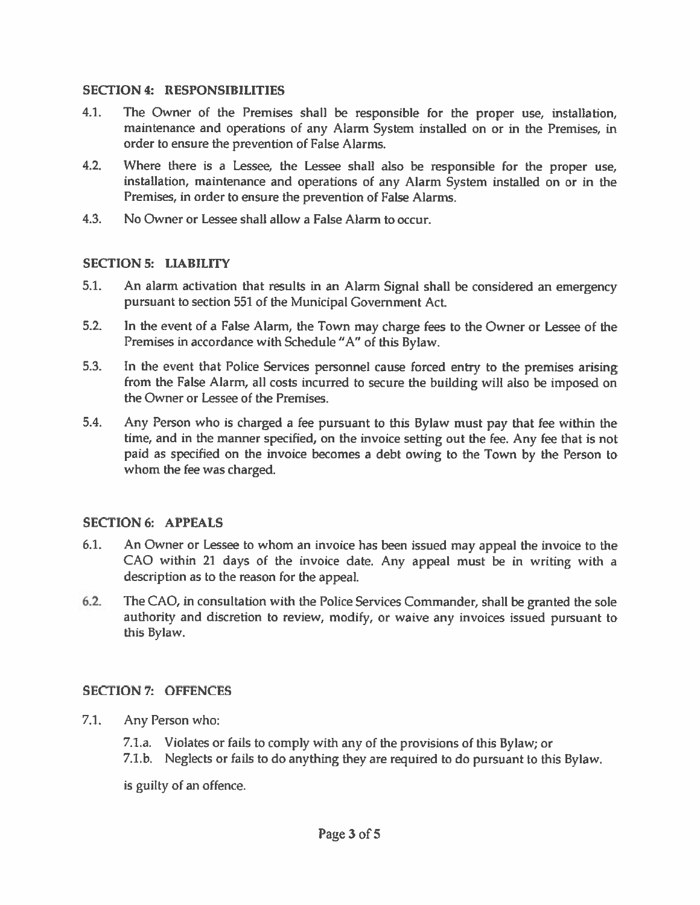## SECTION 4: RESPONSIBILITIES

4.1. The Owner of the Premises shall be responsible for the proper use, installation, maintenance and operations of any Alarm System installed on or in the Premises, in order to ensure the prevention of False Alarms.

4.2. Where there is a Lessee, the Lessee shall also be responsible for the proper use, installation, maintenance and operations of any Alarm System installed on or in the Premises, in order to ensure the prevention of False Alarms.

4.3. No Owner or Lessee shall allow a False Alarm to occur.

## SECTION 5: LIABILITY

5.1. An alarm activation that results in an Alarm Signal shall be considered an emergency pursuant to section 551 of the Municipal Government Act.

5.2. In the event of a False Alarm, the Town may charge fees to the Owner or Lessee of the Premises in accordance with Schedule "A" of this Bylaw.

5.3. In the event that Police Services personnel cause forced entry to the premises arising from the False Alarm, all costs incurred to secure the building will also be imposed on the Owner or Lessee of the Premises.

5.4. Any Person who is charged a fee pursuant to this Bylaw must pay that fee within the time, and in the manner specified, on the invoice setting out the fee. Any fee that is not paid as specified on the invoice becomes a debt owing to the Town by the Person to whom the fee was charged.

## SECTION 6: APPEALS

6.1. An Owner or Lessee to whom an invoice has been issued may appeal the invoice to the CAO within 21 days of the invoice date. Any appeal must be in writing with a description as to the reason for the appeal.

6.2. The CAO, in consultation with the Police Services Commander, shall be granted the sole authority and discretion to review, modify, or waive any invoices issued pursuant to this Bylaw.

## SECTION 7: OFFENCES

7.1. Any Person who:

7.1.a. Violates or fails to comply with any of the provisions of this Bylaw; or

7.1.b. Neglects or fails to do anything they are required to do pursuant to this Bylaw.

is guilty of an offence.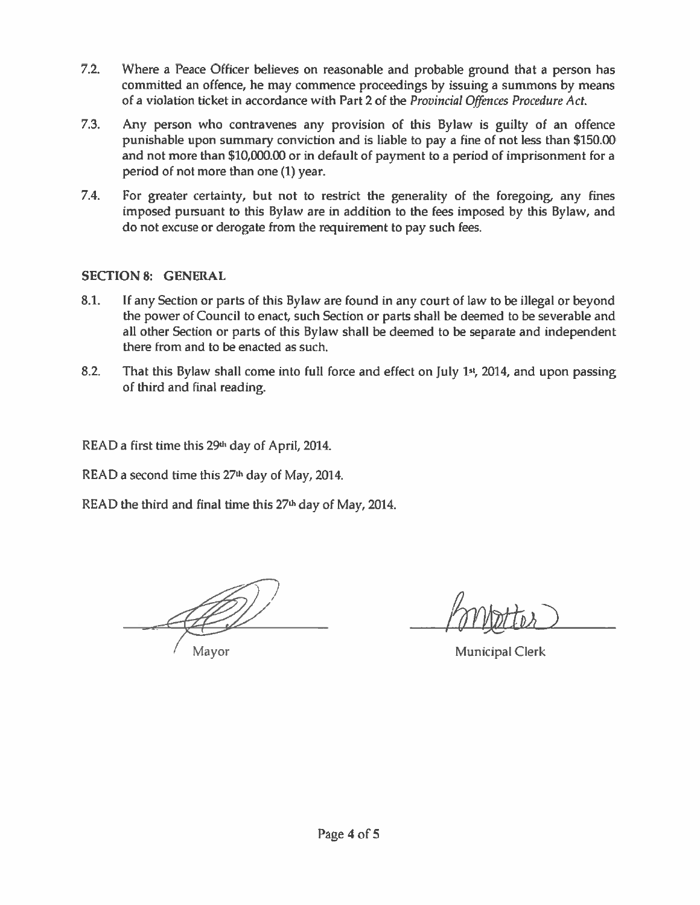7.2. Where a Peace Officer believes on reasonable and probable ground that a person has committed an offence, he may commence proceedings by issuing a summons by means of a violation ticket in accordance with Part 2 of the *Provincial Offences Procedure Act.*

7.3. Any person who contravenes any provision of this Bylaw is guilty of an offence punishable upon summary conviction and is liable to pay a fine of not less than $150.00 and not more than $10,000.00 or in default of payment to a period of imprisonment for a period of not more than one (1) year.

7.4. For greater certainty, but not to restrict the generality of the foregoing, any fines imposed pursuant to this Bylaw are in addition to the fees imposed by this Bylaw, and do not excuse or derogate from the requirement to pay such fees.

**SECTION 8: GENERAL**

8.1. If any Section or parts of this Bylaw are found in any court of law to be illegal or beyond the power of Council to enact, such Section or parts shall be deemed to be severable and all other Section or parts of this Bylaw shall be deemed to be separate and independent there from and to be enacted as such.

8.2. That this Bylaw shall come into full force and effect on July 1st, 2014, and upon passing of third and final reading.

READ a first time this 29th day of April, 2014.

READ a second time this 27th day of May, 2014.

READ the third and final time this 27th day of May, 2014.

Mayor

Municipal Clerk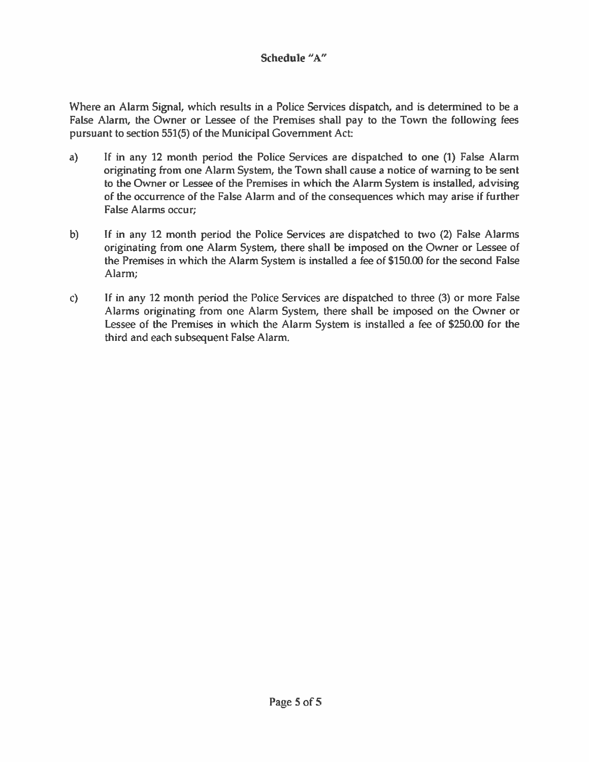## Schedule "A"

Where an Alarm Signal, which results in a Police Services dispatch, and is determined to be a False Alarm, the Owner or Lessee of the Premises shall pay to the Town the following fees pursuant to section 551(5) of the Municipal Government Act:

a) If in any 12 month period the Police Services are dispatched to one (1) False Alarm originating from one Alarm System, the Town shall cause a notice of warning to be sent to the Owner or Lessee of the Premises in which the Alarm System is installed, advising of the occurrence of the False Alarm and of the consequences which may arise if further False Alarms occur;

b) If in any 12 month period the Police Services are dispatched to two (2) False Alarms originating from one Alarm System, there shall be imposed on the Owner or Lessee of the Premises in which the Alarm System is installed a fee of $150.00 for the second False Alarm;

c) If in any 12 month period the Police Services are dispatched to three (3) or more False Alarms originating from one Alarm System, there shall be imposed on the Owner or Lessee of the Premises in which the Alarm System is installed a fee of $250.00 for the third and each subsequent False Alarm.